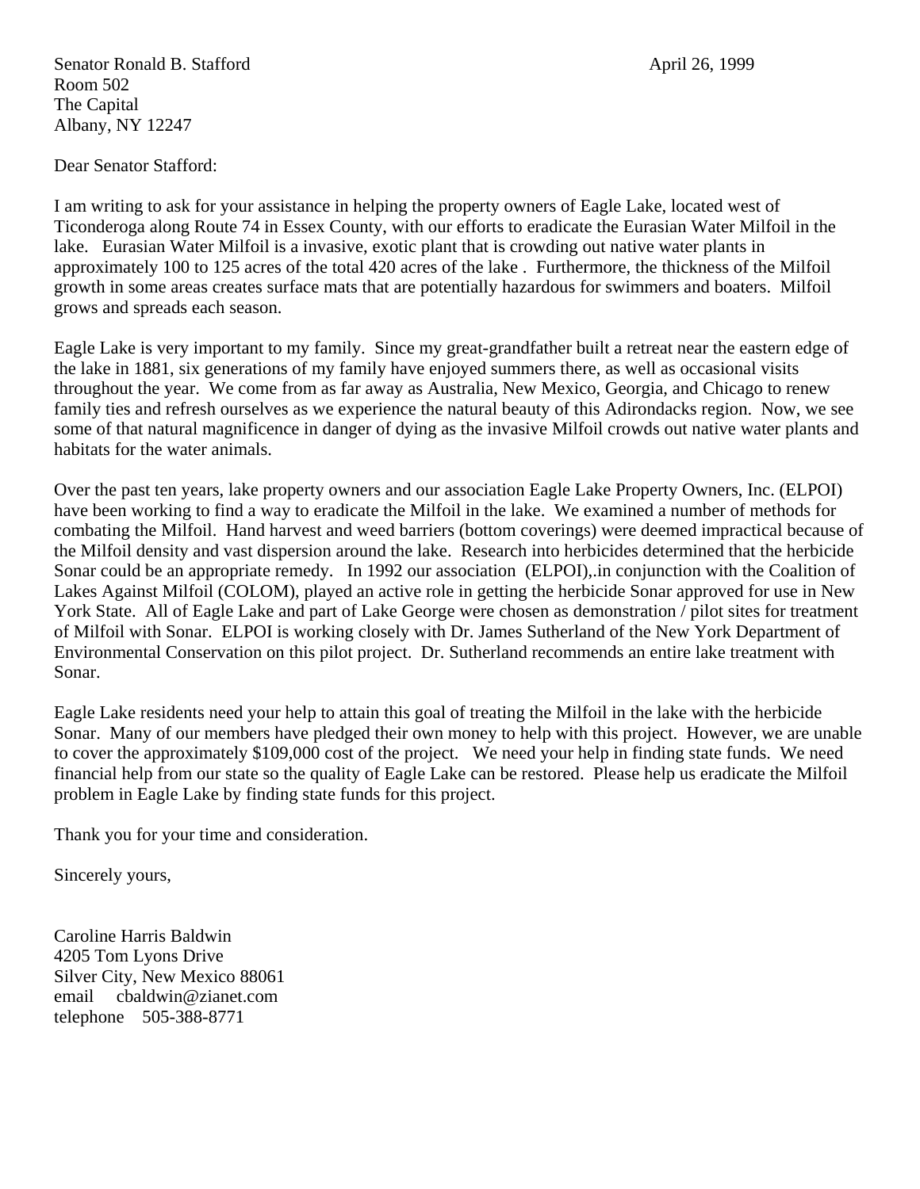Senator Ronald B. Stafford  
Room 502  
The Capital  
Albany, NY 12247

April 26, 1999

Dear Senator Stafford:

I am writing to ask for your assistance in helping the property owners of Eagle Lake, located west of Ticonderoga along Route 74 in Essex County, with our efforts to eradicate the Eurasian Water Milfoil in the lake. Eurasian Water Milfoil is a invasive, exotic plant that is crowding out native water plants in approximately 100 to 125 acres of the total 420 acres of the lake . Furthermore, the thickness of the Milfoil growth in some areas creates surface mats that are potentially hazardous for swimmers and boaters. Milfoil grows and spreads each season.

Eagle Lake is very important to my family. Since my great-grandfather built a retreat near the eastern edge of the lake in 1881, six generations of my family have enjoyed summers there, as well as occasional visits throughout the year. We come from as far away as Australia, New Mexico, Georgia, and Chicago to renew family ties and refresh ourselves as we experience the natural beauty of this Adirondacks region. Now, we see some of that natural magnificence in danger of dying as the invasive Milfoil crowds out native water plants and habitats for the water animals.

Over the past ten years, lake property owners and our association Eagle Lake Property Owners, Inc. (ELPOI) have been working to find a way to eradicate the Milfoil in the lake. We examined a number of methods for combating the Milfoil. Hand harvest and weed barriers (bottom coverings) were deemed impractical because of the Milfoil density and vast dispersion around the lake. Research into herbicides determined that the herbicide Sonar could be an appropriate remedy. In 1992 our association (ELPOI),.in conjunction with the Coalition of Lakes Against Milfoil (COLOM), played an active role in getting the herbicide Sonar approved for use in New York State. All of Eagle Lake and part of Lake George were chosen as demonstration / pilot sites for treatment of Milfoil with Sonar. ELPOI is working closely with Dr. James Sutherland of the New York Department of Environmental Conservation on this pilot project. Dr. Sutherland recommends an entire lake treatment with Sonar.

Eagle Lake residents need your help to attain this goal of treating the Milfoil in the lake with the herbicide Sonar. Many of our members have pledged their own money to help with this project. However, we are unable to cover the approximately $109,000 cost of the project. We need your help in finding state funds. We need financial help from our state so the quality of Eagle Lake can be restored. Please help us eradicate the Milfoil problem in Eagle Lake by finding state funds for this project.

Thank you for your time and consideration.

Sincerely yours,

Caroline Harris Baldwin  
4205 Tom Lyons Drive  
Silver City, New Mexico 88061  
email cbaldwin@zianet.com  
telephone 505-388-8771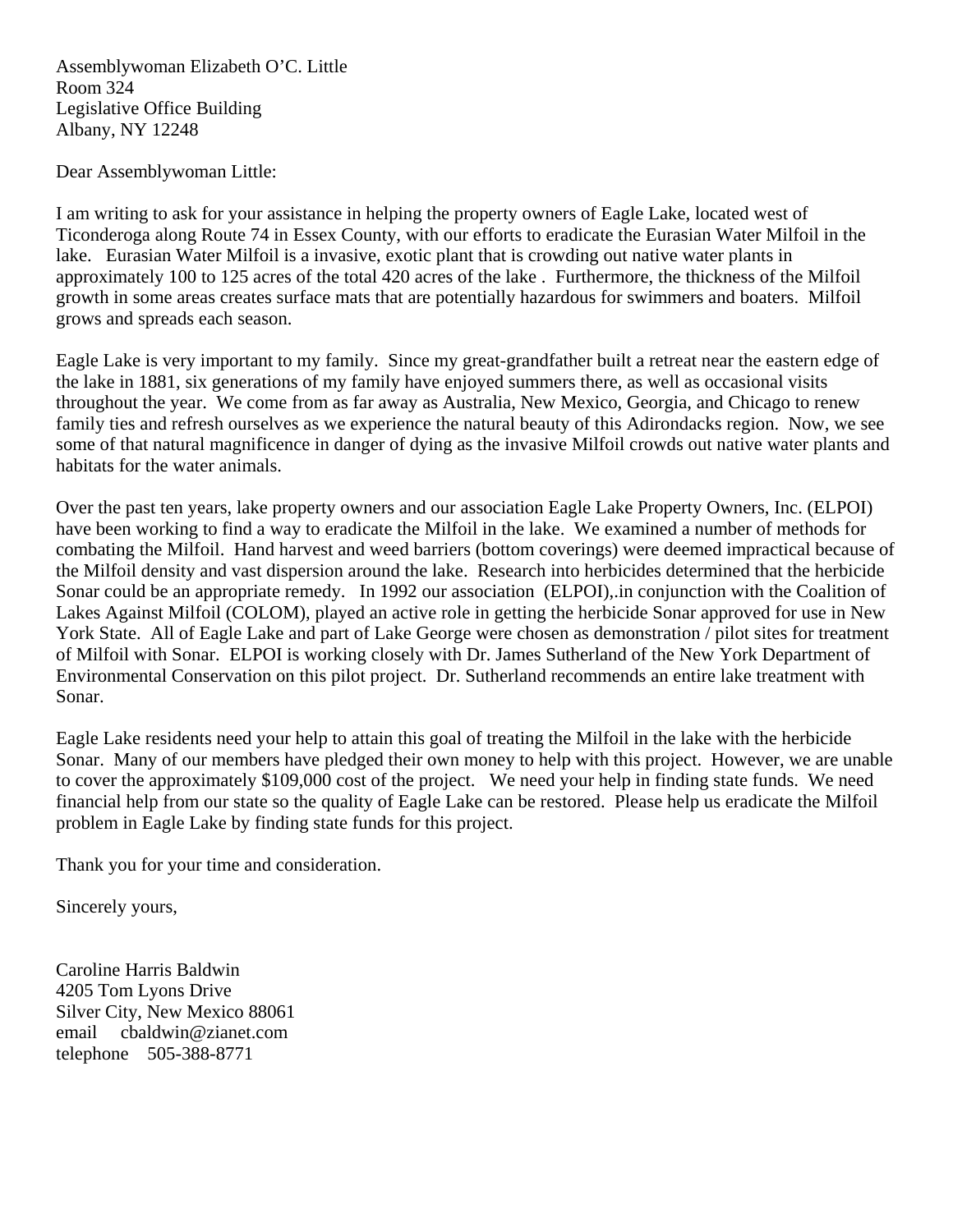Assemblywoman Elizabeth O'C. Little
Room 324
Legislative Office Building
Albany, NY 12248

Dear Assemblywoman Little:

I am writing to ask for your assistance in helping the property owners of Eagle Lake, located west of Ticonderoga along Route 74 in Essex County, with our efforts to eradicate the Eurasian Water Milfoil in the lake. Eurasian Water Milfoil is a invasive, exotic plant that is crowding out native water plants in approximately 100 to 125 acres of the total 420 acres of the lake . Furthermore, the thickness of the Milfoil growth in some areas creates surface mats that are potentially hazardous for swimmers and boaters. Milfoil grows and spreads each season.

Eagle Lake is very important to my family. Since my great-grandfather built a retreat near the eastern edge of the lake in 1881, six generations of my family have enjoyed summers there, as well as occasional visits throughout the year. We come from as far away as Australia, New Mexico, Georgia, and Chicago to renew family ties and refresh ourselves as we experience the natural beauty of this Adirondacks region. Now, we see some of that natural magnificence in danger of dying as the invasive Milfoil crowds out native water plants and habitats for the water animals.

Over the past ten years, lake property owners and our association Eagle Lake Property Owners, Inc. (ELPOI) have been working to find a way to eradicate the Milfoil in the lake. We examined a number of methods for combating the Milfoil. Hand harvest and weed barriers (bottom coverings) were deemed impractical because of the Milfoil density and vast dispersion around the lake. Research into herbicides determined that the herbicide Sonar could be an appropriate remedy. In 1992 our association (ELPOI),.in conjunction with the Coalition of Lakes Against Milfoil (COLOM), played an active role in getting the herbicide Sonar approved for use in New York State. All of Eagle Lake and part of Lake George were chosen as demonstration / pilot sites for treatment of Milfoil with Sonar. ELPOI is working closely with Dr. James Sutherland of the New York Department of Environmental Conservation on this pilot project. Dr. Sutherland recommends an entire lake treatment with Sonar.

Eagle Lake residents need your help to attain this goal of treating the Milfoil in the lake with the herbicide Sonar. Many of our members have pledged their own money to help with this project. However, we are unable to cover the approximately $109,000 cost of the project. We need your help in finding state funds. We need financial help from our state so the quality of Eagle Lake can be restored. Please help us eradicate the Milfoil problem in Eagle Lake by finding state funds for this project.

Thank you for your time and consideration.

Sincerely yours,

Caroline Harris Baldwin
4205 Tom Lyons Drive
Silver City, New Mexico 88061
email cbaldwin@zianet.com
telephone 505-388-8771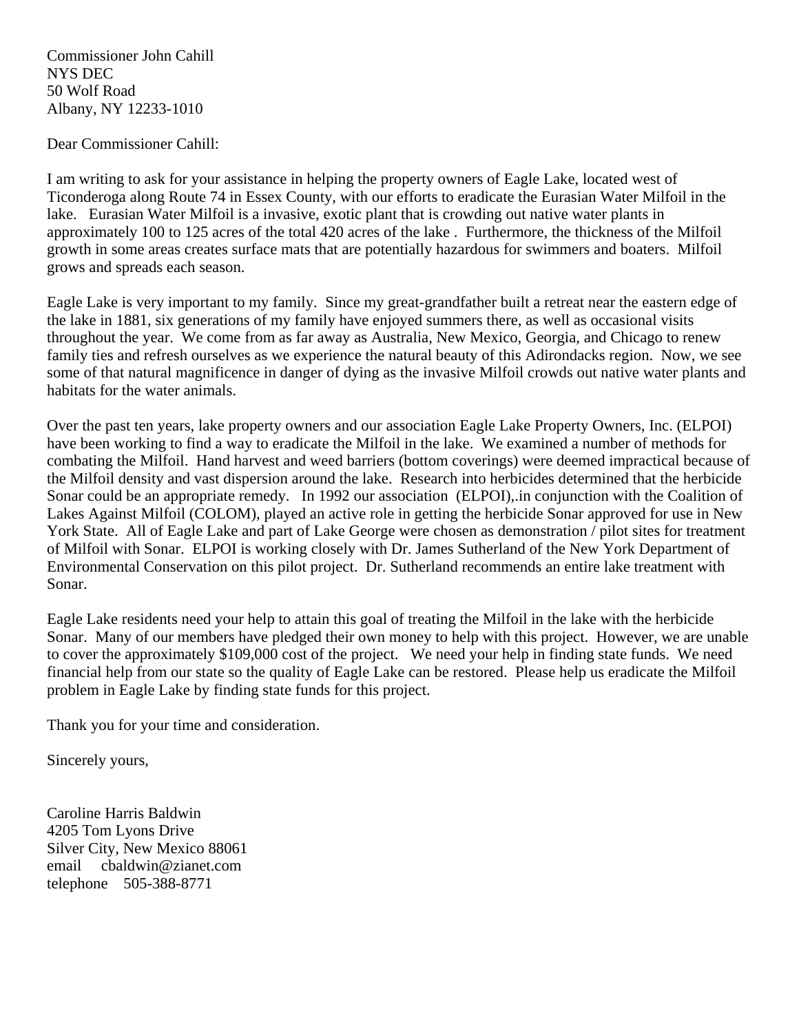Commissioner John Cahill
NYS DEC
50 Wolf Road
Albany, NY 12233-1010

Dear Commissioner Cahill:

I am writing to ask for your assistance in helping the property owners of Eagle Lake, located west of Ticonderoga along Route 74 in Essex County, with our efforts to eradicate the Eurasian Water Milfoil in the lake. Eurasian Water Milfoil is a invasive, exotic plant that is crowding out native water plants in approximately 100 to 125 acres of the total 420 acres of the lake . Furthermore, the thickness of the Milfoil growth in some areas creates surface mats that are potentially hazardous for swimmers and boaters. Milfoil grows and spreads each season.

Eagle Lake is very important to my family. Since my great-grandfather built a retreat near the eastern edge of the lake in 1881, six generations of my family have enjoyed summers there, as well as occasional visits throughout the year. We come from as far away as Australia, New Mexico, Georgia, and Chicago to renew family ties and refresh ourselves as we experience the natural beauty of this Adirondacks region. Now, we see some of that natural magnificence in danger of dying as the invasive Milfoil crowds out native water plants and habitats for the water animals.

Over the past ten years, lake property owners and our association Eagle Lake Property Owners, Inc. (ELPOI) have been working to find a way to eradicate the Milfoil in the lake. We examined a number of methods for combating the Milfoil. Hand harvest and weed barriers (bottom coverings) were deemed impractical because of the Milfoil density and vast dispersion around the lake. Research into herbicides determined that the herbicide Sonar could be an appropriate remedy. In 1992 our association (ELPOI),.in conjunction with the Coalition of Lakes Against Milfoil (COLOM), played an active role in getting the herbicide Sonar approved for use in New York State. All of Eagle Lake and part of Lake George were chosen as demonstration / pilot sites for treatment of Milfoil with Sonar. ELPOI is working closely with Dr. James Sutherland of the New York Department of Environmental Conservation on this pilot project. Dr. Sutherland recommends an entire lake treatment with Sonar.

Eagle Lake residents need your help to attain this goal of treating the Milfoil in the lake with the herbicide Sonar. Many of our members have pledged their own money to help with this project. However, we are unable to cover the approximately $109,000 cost of the project. We need your help in finding state funds. We need financial help from our state so the quality of Eagle Lake can be restored. Please help us eradicate the Milfoil problem in Eagle Lake by finding state funds for this project.

Thank you for your time and consideration.

Sincerely yours,

Caroline Harris Baldwin
4205 Tom Lyons Drive
Silver City, New Mexico 88061
email cbaldwin@zianet.com
telephone 505-388-8771